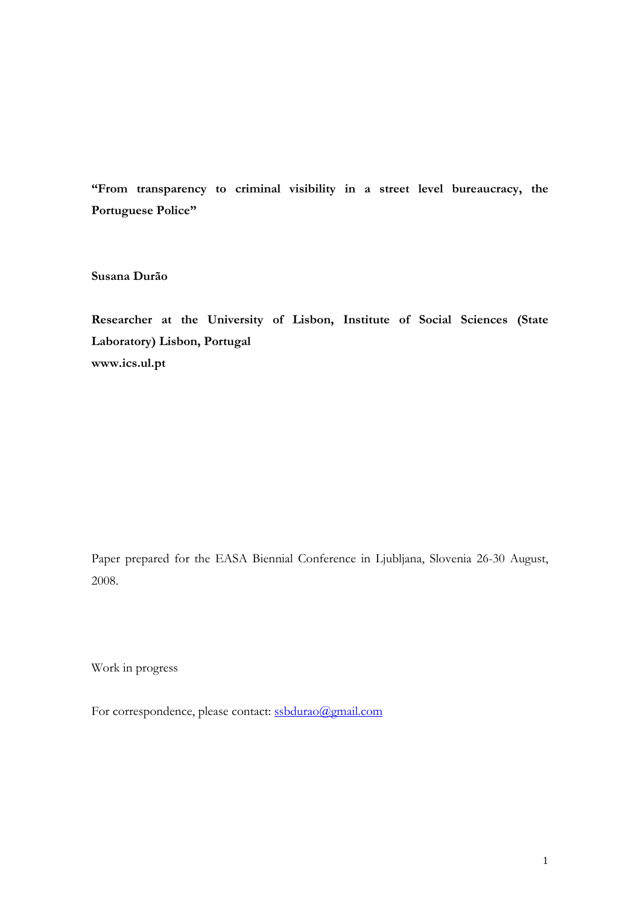**"From transparency to criminal visibility in a street level bureaucracy, the Portuguese Police"**

**Susana Durão**

**Researcher at the University of Lisbon, Institute of Social Sciences (State Laboratory) Lisbon, Portugal**
**www.ics.ul.pt**

Paper prepared for the EASA Biennial Conference in Ljubljana, Slovenia 26-30 August, 2008.

Work in progress

For correspondence, please contact: ssbdurao@gmail.com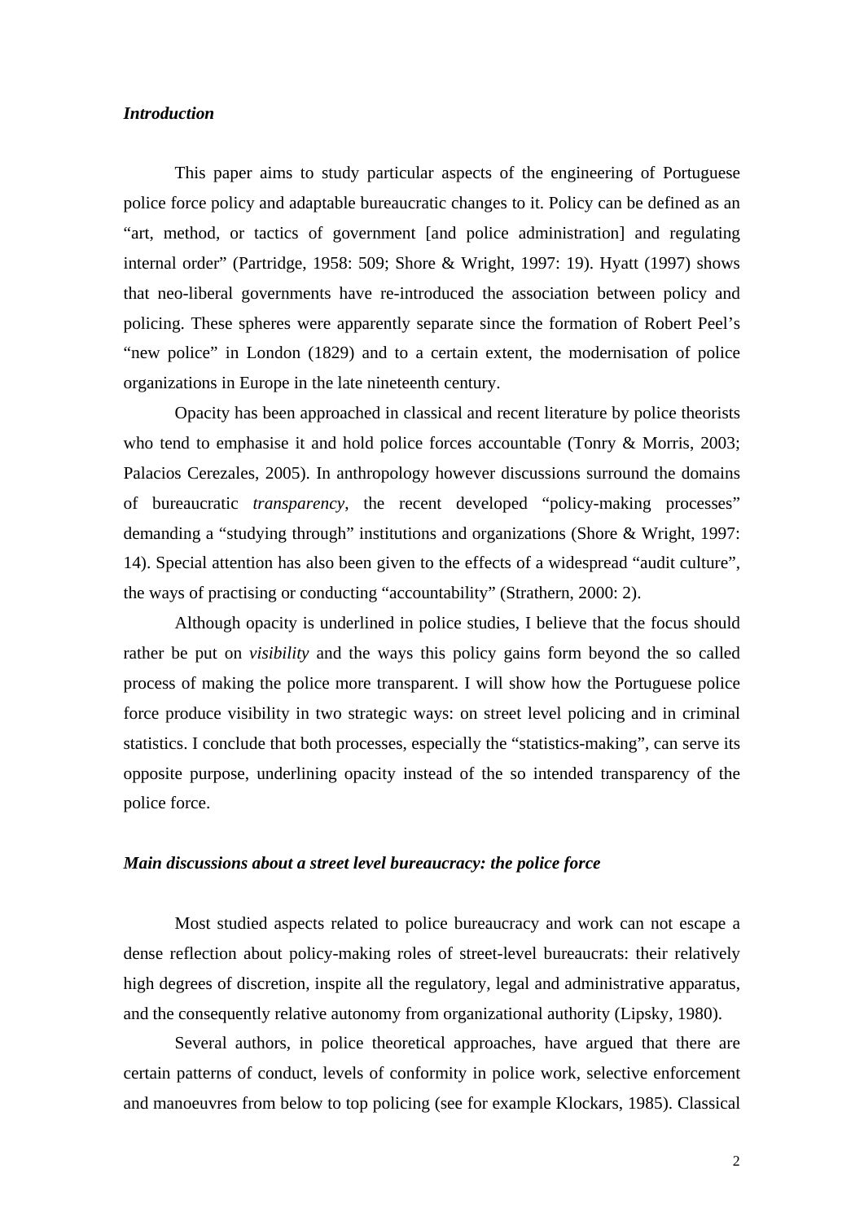### *Introduction*

This paper aims to study particular aspects of the engineering of Portuguese police force policy and adaptable bureaucratic changes to it. Policy can be defined as an "art, method, or tactics of government [and police administration] and regulating internal order" (Partridge, 1958: 509; Shore & Wright, 1997: 19). Hyatt (1997) shows that neo-liberal governments have re-introduced the association between policy and policing. These spheres were apparently separate since the formation of Robert Peel's "new police" in London (1829) and to a certain extent, the modernisation of police organizations in Europe in the late nineteenth century.

Opacity has been approached in classical and recent literature by police theorists who tend to emphasise it and hold police forces accountable (Tonry & Morris, 2003; Palacios Cerezales, 2005). In anthropology however discussions surround the domains of bureaucratic *transparency*, the recent developed "policy-making processes" demanding a "studying through" institutions and organizations (Shore & Wright, 1997: 14). Special attention has also been given to the effects of a widespread "audit culture", the ways of practising or conducting "accountability" (Strathern, 2000: 2).

Although opacity is underlined in police studies, I believe that the focus should rather be put on *visibility* and the ways this policy gains form beyond the so called process of making the police more transparent. I will show how the Portuguese police force produce visibility in two strategic ways: on street level policing and in criminal statistics. I conclude that both processes, especially the "statistics-making", can serve its opposite purpose, underlining opacity instead of the so intended transparency of the police force.

### *Main discussions about a street level bureaucracy: the police force*

Most studied aspects related to police bureaucracy and work can not escape a dense reflection about policy-making roles of street-level bureaucrats: their relatively high degrees of discretion, inspite all the regulatory, legal and administrative apparatus, and the consequently relative autonomy from organizational authority (Lipsky, 1980).

Several authors, in police theoretical approaches, have argued that there are certain patterns of conduct, levels of conformity in police work, selective enforcement and manoeuvres from below to top policing (see for example Klockars, 1985). Classical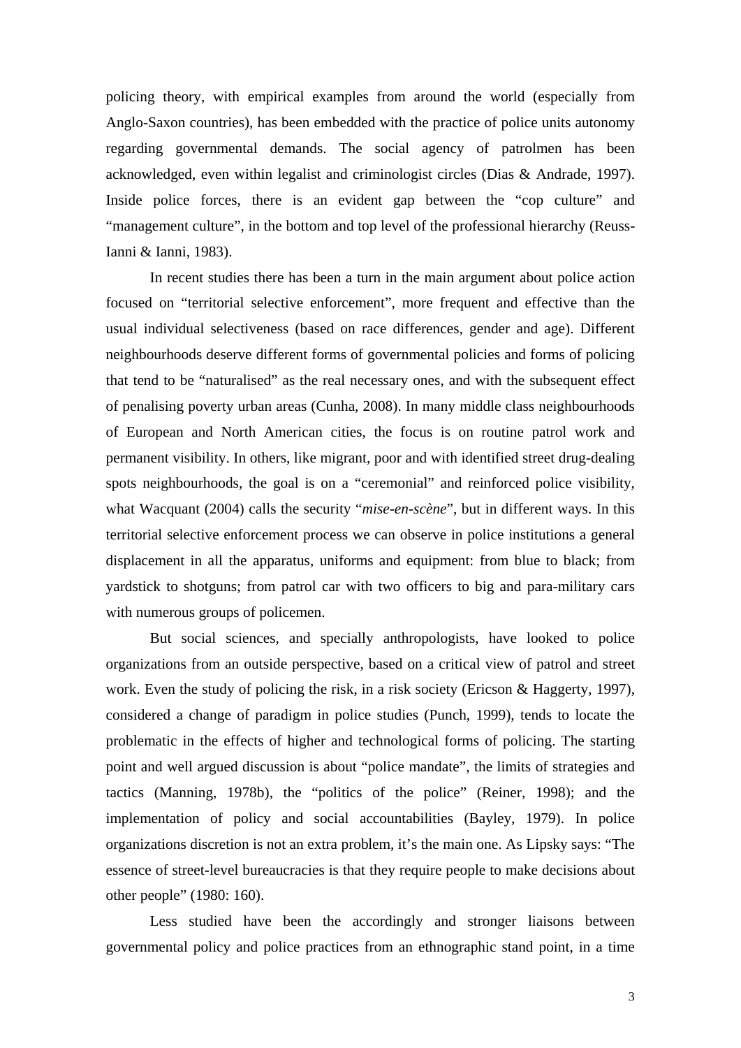policing theory, with empirical examples from around the world (especially from Anglo-Saxon countries), has been embedded with the practice of police units autonomy regarding governmental demands. The social agency of patrolmen has been acknowledged, even within legalist and criminologist circles (Dias & Andrade, 1997). Inside police forces, there is an evident gap between the "cop culture" and "management culture", in the bottom and top level of the professional hierarchy (Reuss-Ianni & Ianni, 1983).

In recent studies there has been a turn in the main argument about police action focused on "territorial selective enforcement", more frequent and effective than the usual individual selectiveness (based on race differences, gender and age). Different neighbourhoods deserve different forms of governmental policies and forms of policing that tend to be "naturalised" as the real necessary ones, and with the subsequent effect of penalising poverty urban areas (Cunha, 2008). In many middle class neighbourhoods of European and North American cities, the focus is on routine patrol work and permanent visibility. In others, like migrant, poor and with identified street drug-dealing spots neighbourhoods, the goal is on a "ceremonial" and reinforced police visibility, what Wacquant (2004) calls the security "*mise-en-scène*", but in different ways. In this territorial selective enforcement process we can observe in police institutions a general displacement in all the apparatus, uniforms and equipment: from blue to black; from yardstick to shotguns; from patrol car with two officers to big and para-military cars with numerous groups of policemen.

But social sciences, and specially anthropologists, have looked to police organizations from an outside perspective, based on a critical view of patrol and street work. Even the study of policing the risk, in a risk society (Ericson & Haggerty, 1997), considered a change of paradigm in police studies (Punch, 1999), tends to locate the problematic in the effects of higher and technological forms of policing. The starting point and well argued discussion is about "police mandate", the limits of strategies and tactics (Manning, 1978b), the "politics of the police" (Reiner, 1998); and the implementation of policy and social accountabilities (Bayley, 1979). In police organizations discretion is not an extra problem, it's the main one. As Lipsky says: "The essence of street-level bureaucracies is that they require people to make decisions about other people" (1980: 160).

Less studied have been the accordingly and stronger liaisons between governmental policy and police practices from an ethnographic stand point, in a time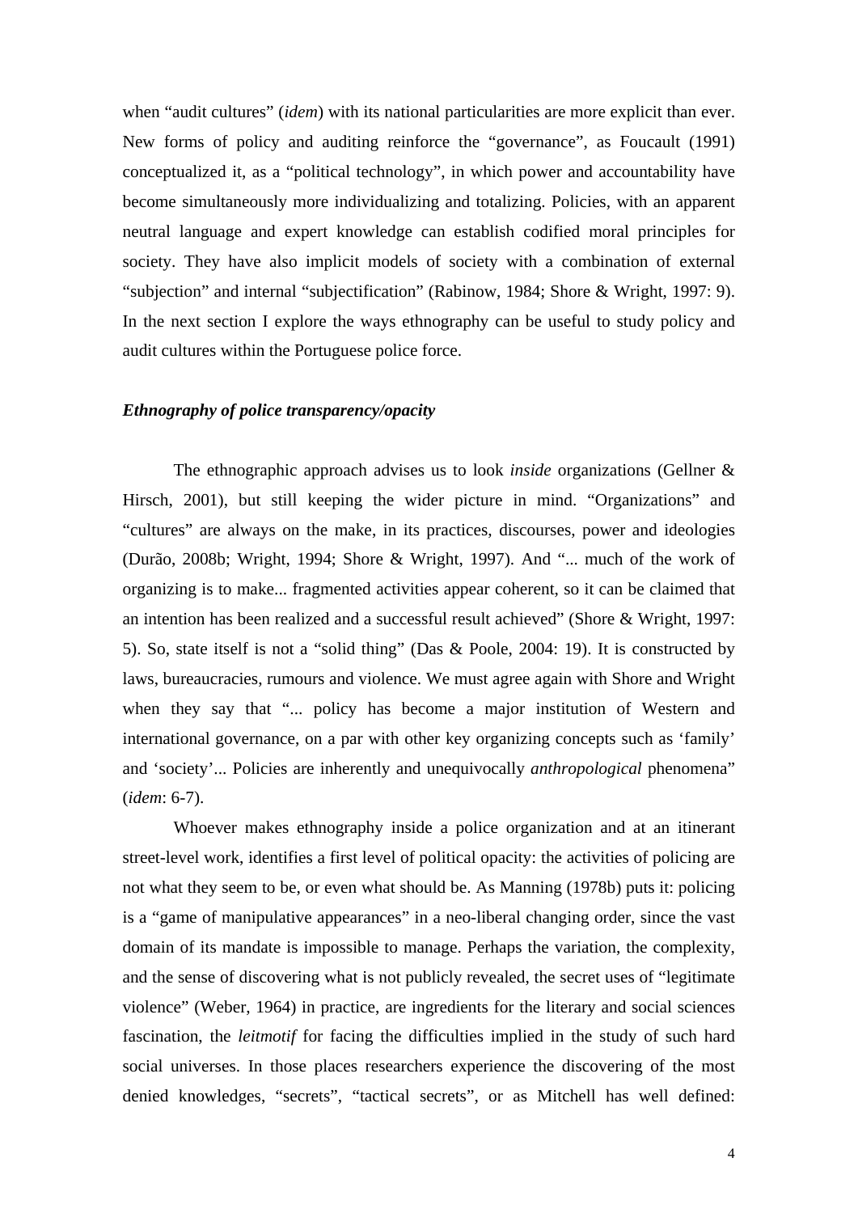when “audit cultures” (*idem*) with its national particularities are more explicit than ever. New forms of policy and auditing reinforce the “governance”, as Foucault (1991) conceptualized it, as a “political technology”, in which power and accountability have become simultaneously more individualizing and totalizing. Policies, with an apparent neutral language and expert knowledge can establish codified moral principles for society. They have also implicit models of society with a combination of external “subjection” and internal “subjectification” (Rabinow, 1984; Shore & Wright, 1997: 9). In the next section I explore the ways ethnography can be useful to study policy and audit cultures within the Portuguese police force.

### *Ethnography of police transparency/opacity*

The ethnographic approach advises us to look *inside* organizations (Gellner & Hirsch, 2001), but still keeping the wider picture in mind. “Organizations” and “cultures” are always on the make, in its practices, discourses, power and ideologies (Durão, 2008b; Wright, 1994; Shore & Wright, 1997). And “... much of the work of organizing is to make... fragmented activities appear coherent, so it can be claimed that an intention has been realized and a successful result achieved” (Shore & Wright, 1997: 5). So, state itself is not a “solid thing” (Das & Poole, 2004: 19). It is constructed by laws, bureaucracies, rumours and violence. We must agree again with Shore and Wright when they say that “... policy has become a major institution of Western and international governance, on a par with other key organizing concepts such as ‘family’ and ‘society’... Policies are inherently and unequivocally *anthropological* phenomena” (*idem*: 6-7).

Whoever makes ethnography inside a police organization and at an itinerant street-level work, identifies a first level of political opacity: the activities of policing are not what they seem to be, or even what should be. As Manning (1978b) puts it: policing is a “game of manipulative appearances” in a neo-liberal changing order, since the vast domain of its mandate is impossible to manage. Perhaps the variation, the complexity, and the sense of discovering what is not publicly revealed, the secret uses of “legitimate violence” (Weber, 1964) in practice, are ingredients for the literary and social sciences fascination, the *leitmotif* for facing the difficulties implied in the study of such hard social universes. In those places researchers experience the discovering of the most denied knowledges, “secrets”, “tactical secrets”, or as Mitchell has well defined: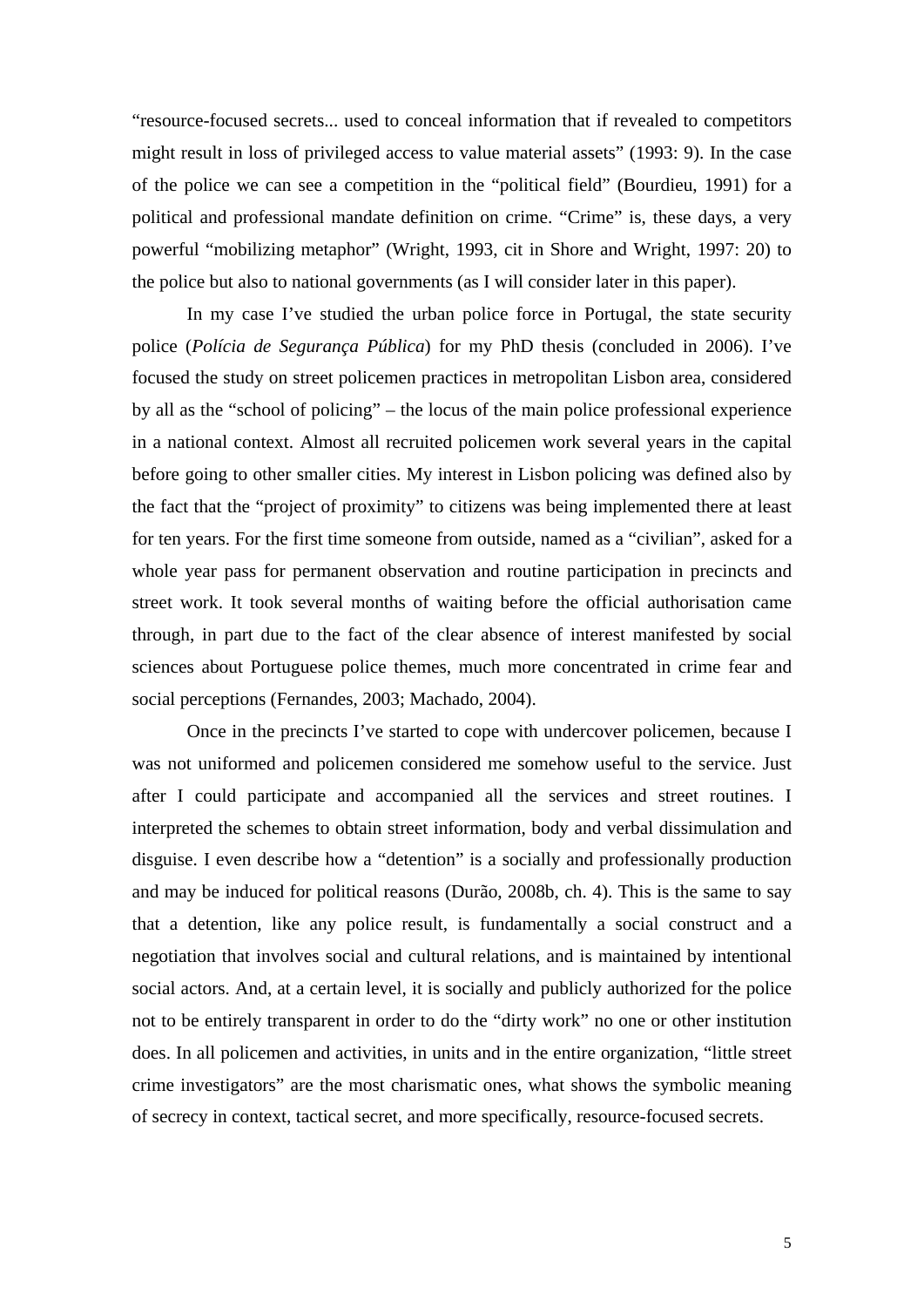"resource-focused secrets... used to conceal information that if revealed to competitors might result in loss of privileged access to value material assets" (1993: 9). In the case of the police we can see a competition in the "political field" (Bourdieu, 1991) for a political and professional mandate definition on crime. "Crime" is, these days, a very powerful "mobilizing metaphor" (Wright, 1993, cit in Shore and Wright, 1997: 20) to the police but also to national governments (as I will consider later in this paper).

In my case I've studied the urban police force in Portugal, the state security police (*Polícia de Segurança Pública*) for my PhD thesis (concluded in 2006). I've focused the study on street policemen practices in metropolitan Lisbon area, considered by all as the "school of policing" – the locus of the main police professional experience in a national context. Almost all recruited policemen work several years in the capital before going to other smaller cities. My interest in Lisbon policing was defined also by the fact that the "project of proximity" to citizens was being implemented there at least for ten years. For the first time someone from outside, named as a "civilian", asked for a whole year pass for permanent observation and routine participation in precincts and street work. It took several months of waiting before the official authorisation came through, in part due to the fact of the clear absence of interest manifested by social sciences about Portuguese police themes, much more concentrated in crime fear and social perceptions (Fernandes, 2003; Machado, 2004).

Once in the precincts I've started to cope with undercover policemen, because I was not uniformed and policemen considered me somehow useful to the service. Just after I could participate and accompanied all the services and street routines. I interpreted the schemes to obtain street information, body and verbal dissimulation and disguise. I even describe how a "detention" is a socially and professionally production and may be induced for political reasons (Durão, 2008b, ch. 4). This is the same to say that a detention, like any police result, is fundamentally a social construct and a negotiation that involves social and cultural relations, and is maintained by intentional social actors. And, at a certain level, it is socially and publicly authorized for the police not to be entirely transparent in order to do the "dirty work" no one or other institution does. In all policemen and activities, in units and in the entire organization, "little street crime investigators" are the most charismatic ones, what shows the symbolic meaning of secrecy in context, tactical secret, and more specifically, resource-focused secrets.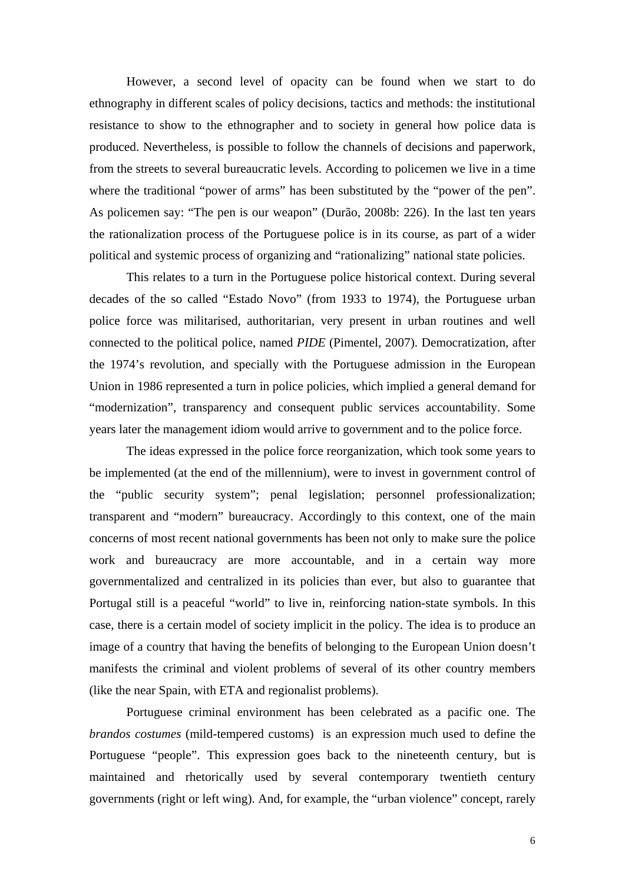However, a second level of opacity can be found when we start to do ethnography in different scales of policy decisions, tactics and methods: the institutional resistance to show to the ethnographer and to society in general how police data is produced. Nevertheless, is possible to follow the channels of decisions and paperwork, from the streets to several bureaucratic levels. According to policemen we live in a time where the traditional "power of arms" has been substituted by the "power of the pen". As policemen say: "The pen is our weapon" (Durão, 2008b: 226). In the last ten years the rationalization process of the Portuguese police is in its course, as part of a wider political and systemic process of organizing and "rationalizing" national state policies.

This relates to a turn in the Portuguese police historical context. During several decades of the so called "Estado Novo" (from 1933 to 1974), the Portuguese urban police force was militarised, authoritarian, very present in urban routines and well connected to the political police, named *PIDE* (Pimentel, 2007). Democratization, after the 1974's revolution, and specially with the Portuguese admission in the European Union in 1986 represented a turn in police policies, which implied a general demand for "modernization", transparency and consequent public services accountability. Some years later the management idiom would arrive to government and to the police force.

The ideas expressed in the police force reorganization, which took some years to be implemented (at the end of the millennium), were to invest in government control of the "public security system"; penal legislation; personnel professionalization; transparent and "modern" bureaucracy. Accordingly to this context, one of the main concerns of most recent national governments has been not only to make sure the police work and bureaucracy are more accountable, and in a certain way more governmentalized and centralized in its policies than ever, but also to guarantee that Portugal still is a peaceful "world" to live in, reinforcing nation-state symbols. In this case, there is a certain model of society implicit in the policy. The idea is to produce an image of a country that having the benefits of belonging to the European Union doesn't manifests the criminal and violent problems of several of its other country members (like the near Spain, with ETA and regionalist problems).

Portuguese criminal environment has been celebrated as a pacific one. The *brandos costumes* (mild-tempered customs) is an expression much used to define the Portuguese "people". This expression goes back to the nineteenth century, but is maintained and rhetorically used by several contemporary twentieth century governments (right or left wing). And, for example, the "urban violence" concept, rarely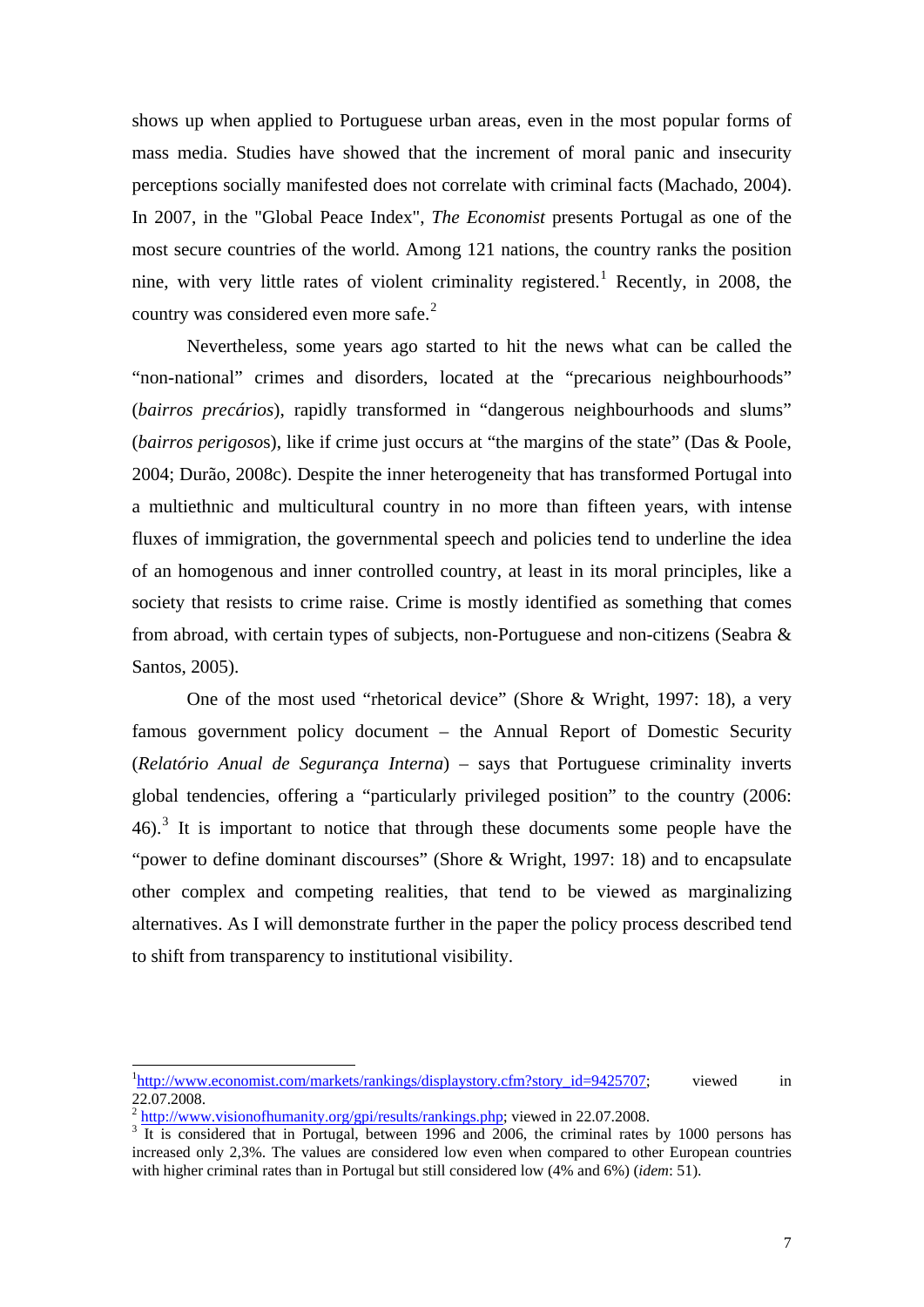shows up when applied to Portuguese urban areas, even in the most popular forms of mass media. Studies have showed that the increment of moral panic and insecurity perceptions socially manifested does not correlate with criminal facts (Machado, 2004). In 2007, in the "Global Peace Index", *The Economist* presents Portugal as one of the most secure countries of the world. Among 121 nations, the country ranks the position nine, with very little rates of violent criminality registered.[1] Recently, in 2008, the country was considered even more safe.[2]

Nevertheless, some years ago started to hit the news what can be called the "non-national" crimes and disorders, located at the "precarious neighbourhoods" (*bairros precários*), rapidly transformed in "dangerous neighbourhoods and slums" (*bairros perigoso*s), like if crime just occurs at "the margins of the state" (Das & Poole, 2004; Durão, 2008c). Despite the inner heterogeneity that has transformed Portugal into a multiethnic and multicultural country in no more than fifteen years, with intense fluxes of immigration, the governmental speech and policies tend to underline the idea of an homogenous and inner controlled country, at least in its moral principles, like a society that resists to crime raise. Crime is mostly identified as something that comes from abroad, with certain types of subjects, non-Portuguese and non-citizens (Seabra & Santos, 2005).

One of the most used "rhetorical device" (Shore & Wright, 1997: 18), a very famous government policy document – the Annual Report of Domestic Security (*Relatório Anual de Segurança Interna*) – says that Portuguese criminality inverts global tendencies, offering a "particularly privileged position" to the country (2006: 46).[3] It is important to notice that through these documents some people have the "power to define dominant discourses" (Shore & Wright, 1997: 18) and to encapsulate other complex and competing realities, that tend to be viewed as marginalizing alternatives. As I will demonstrate further in the paper the policy process described tend to shift from transparency to institutional visibility.

---

[1] http://www.economist.com/markets/rankings/displaystory.cfm?story_id=9425707; viewed in 22.07.2008.

[2] http://www.visionofhumanity.org/gpi/results/rankings.php; viewed in 22.07.2008.

[3] It is considered that in Portugal, between 1996 and 2006, the criminal rates by 1000 persons has increased only 2,3%. The values are considered low even when compared to other European countries with higher criminal rates than in Portugal but still considered low (4% and 6%) (*idem*: 51).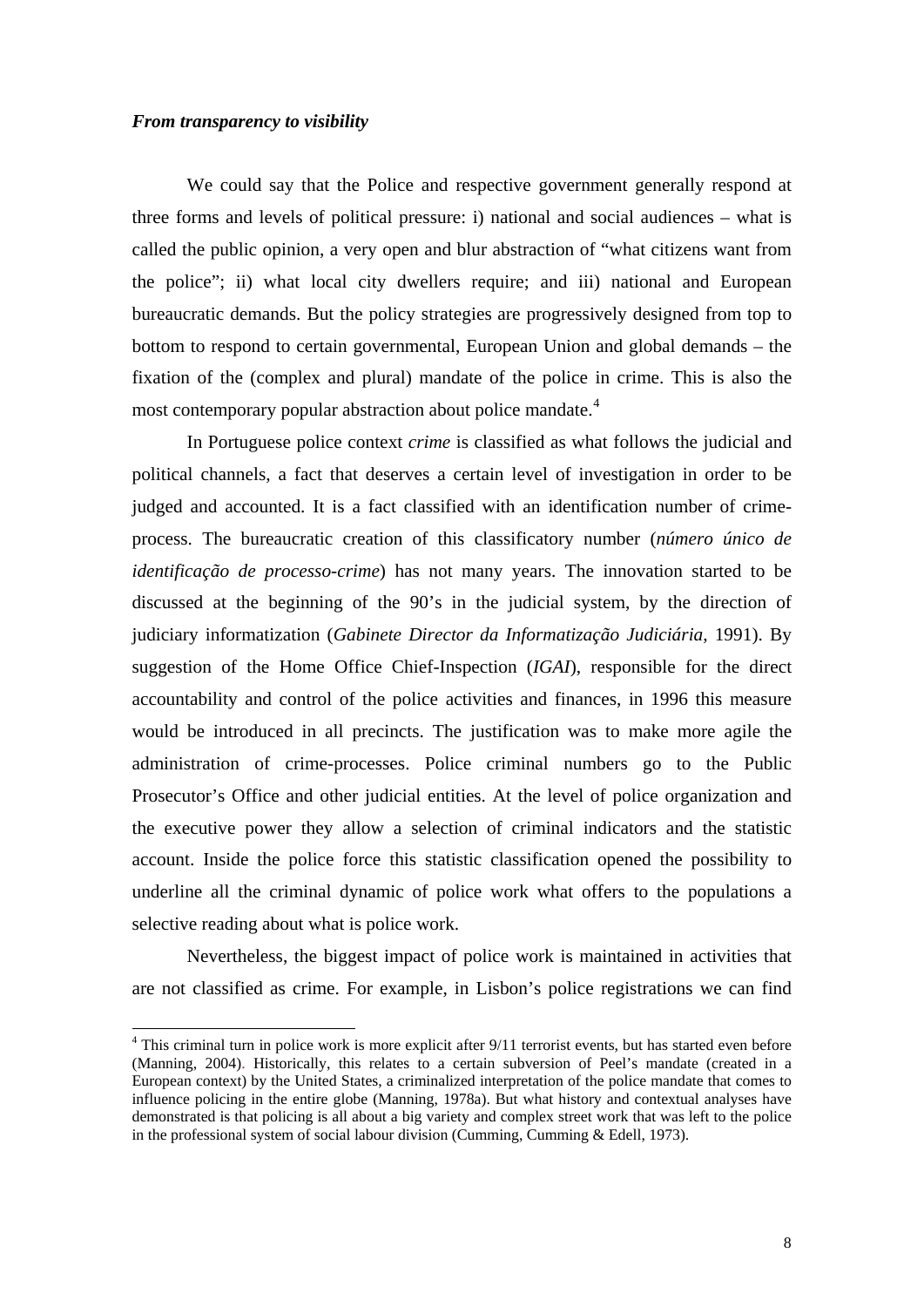***From transparency to visibility***

We could say that the Police and respective government generally respond at three forms and levels of political pressure: i) national and social audiences – what is called the public opinion, a very open and blur abstraction of "what citizens want from the police"; ii) what local city dwellers require; and iii) national and European bureaucratic demands. But the policy strategies are progressively designed from top to bottom to respond to certain governmental, European Union and global demands – the fixation of the (complex and plural) mandate of the police in crime. This is also the most contemporary popular abstraction about police mandate.[4]

In Portuguese police context *crime* is classified as what follows the judicial and political channels, a fact that deserves a certain level of investigation in order to be judged and accounted. It is a fact classified with an identification number of crime-process. The bureaucratic creation of this classificatory number (*número único de identificação de processo-crime*) has not many years. The innovation started to be discussed at the beginning of the 90's in the judicial system, by the direction of judiciary informatization (*Gabinete Director da Informatização Judiciária*, 1991). By suggestion of the Home Office Chief-Inspection (*IGAI*), responsible for the direct accountability and control of the police activities and finances, in 1996 this measure would be introduced in all precincts. The justification was to make more agile the administration of crime-processes. Police criminal numbers go to the Public Prosecutor's Office and other judicial entities. At the level of police organization and the executive power they allow a selection of criminal indicators and the statistic account. Inside the police force this statistic classification opened the possibility to underline all the criminal dynamic of police work what offers to the populations a selective reading about what is police work.

Nevertheless, the biggest impact of police work is maintained in activities that are not classified as crime. For example, in Lisbon's police registrations we can find

[4] This criminal turn in police work is more explicit after 9/11 terrorist events, but has started even before (Manning, 2004). Historically, this relates to a certain subversion of Peel's mandate (created in a European context) by the United States, a criminalized interpretation of the police mandate that comes to influence policing in the entire globe (Manning, 1978a). But what history and contextual analyses have demonstrated is that policing is all about a big variety and complex street work that was left to the police in the professional system of social labour division (Cumming, Cumming & Edell, 1973).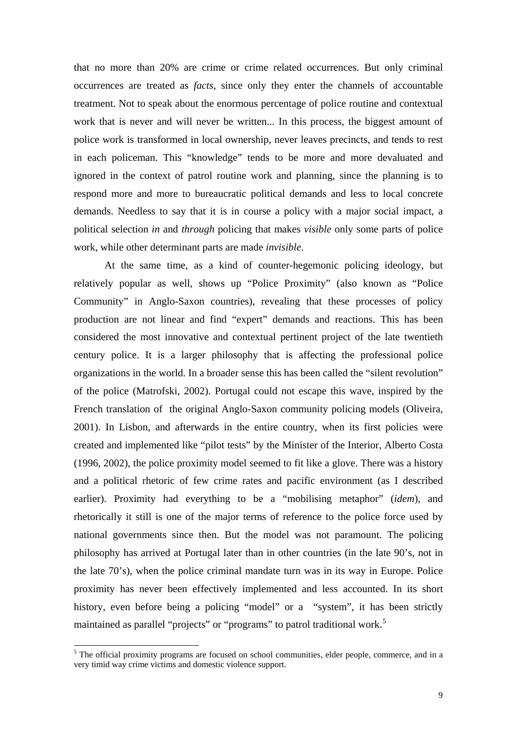that no more than 20% are crime or crime related occurrences. But only criminal occurrences are treated as *facts*, since only they enter the channels of accountable treatment. Not to speak about the enormous percentage of police routine and contextual work that is never and will never be written... In this process, the biggest amount of police work is transformed in local ownership, never leaves precincts, and tends to rest in each policeman. This "knowledge" tends to be more and more devaluated and ignored in the context of patrol routine work and planning, since the planning is to respond more and more to bureaucratic political demands and less to local concrete demands. Needless to say that it is in course a policy with a major social impact, a political selection *in* and *through* policing that makes *visible* only some parts of police work, while other determinant parts are made *invisible*.

At the same time, as a kind of counter-hegemonic policing ideology, but relatively popular as well, shows up "Police Proximity" (also known as "Police Community" in Anglo-Saxon countries), revealing that these processes of policy production are not linear and find "expert" demands and reactions. This has been considered the most innovative and contextual pertinent project of the late twentieth century police. It is a larger philosophy that is affecting the professional police organizations in the world. In a broader sense this has been called the "silent revolution" of the police (Matrofski, 2002). Portugal could not escape this wave, inspired by the French translation of the original Anglo-Saxon community policing models (Oliveira, 2001). In Lisbon, and afterwards in the entire country, when its first policies were created and implemented like "pilot tests" by the Minister of the Interior, Alberto Costa (1996, 2002), the police proximity model seemed to fit like a glove. There was a history and a political rhetoric of few crime rates and pacific environment (as I described earlier). Proximity had everything to be a "mobilising metaphor" (*idem*), and rhetorically it still is one of the major terms of reference to the police force used by national governments since then. But the model was not paramount. The policing philosophy has arrived at Portugal later than in other countries (in the late 90's, not in the late 70's), when the police criminal mandate turn was in its way in Europe. Police proximity has never been effectively implemented and less accounted. In its short history, even before being a policing "model" or a "system", it has been strictly maintained as parallel "projects" or "programs" to patrol traditional work.[5]

[5] The official proximity programs are focused on school communities, elder people, commerce, and in a very timid way crime victims and domestic violence support.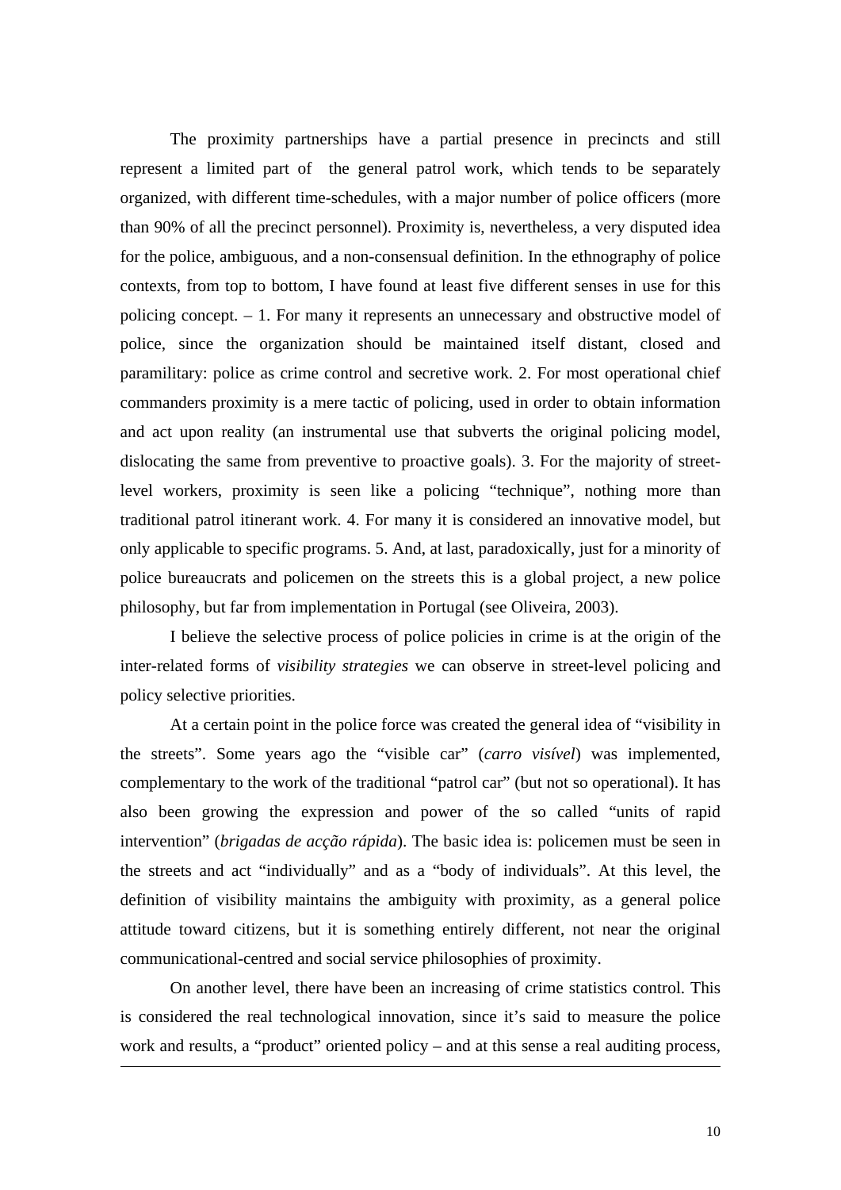The proximity partnerships have a partial presence in precincts and still represent a limited part of  the general patrol work, which tends to be separately organized, with different time-schedules, with a major number of police officers (more than 90% of all the precinct personnel). Proximity is, nevertheless, a very disputed idea for the police, ambiguous, and a non-consensual definition. In the ethnography of police contexts, from top to bottom, I have found at least five different senses in use for this policing concept. – 1. For many it represents an unnecessary and obstructive model of police, since the organization should be maintained itself distant, closed and paramilitary: police as crime control and secretive work. 2. For most operational chief commanders proximity is a mere tactic of policing, used in order to obtain information and act upon reality (an instrumental use that subverts the original policing model, dislocating the same from preventive to proactive goals). 3. For the majority of street-level workers, proximity is seen like a policing "technique", nothing more than traditional patrol itinerant work. 4. For many it is considered an innovative model, but only applicable to specific programs. 5. And, at last, paradoxically, just for a minority of police bureaucrats and policemen on the streets this is a global project, a new police philosophy, but far from implementation in Portugal (see Oliveira, 2003).

I believe the selective process of police policies in crime is at the origin of the inter-related forms of *visibility strategies* we can observe in street-level policing and policy selective priorities.

At a certain point in the police force was created the general idea of "visibility in the streets". Some years ago the "visible car" (*carro visível*) was implemented, complementary to the work of the traditional "patrol car" (but not so operational). It has also been growing the expression and power of the so called "units of rapid intervention" (*brigadas de acção rápida*). The basic idea is: policemen must be seen in the streets and act "individually" and as a "body of individuals". At this level, the definition of visibility maintains the ambiguity with proximity, as a general police attitude toward citizens, but it is something entirely different, not near the original communicational-centred and social service philosophies of proximity.

On another level, there have been an increasing of crime statistics control. This is considered the real technological innovation, since it's said to measure the police work and results, a "product" oriented policy – and at this sense a real auditing process,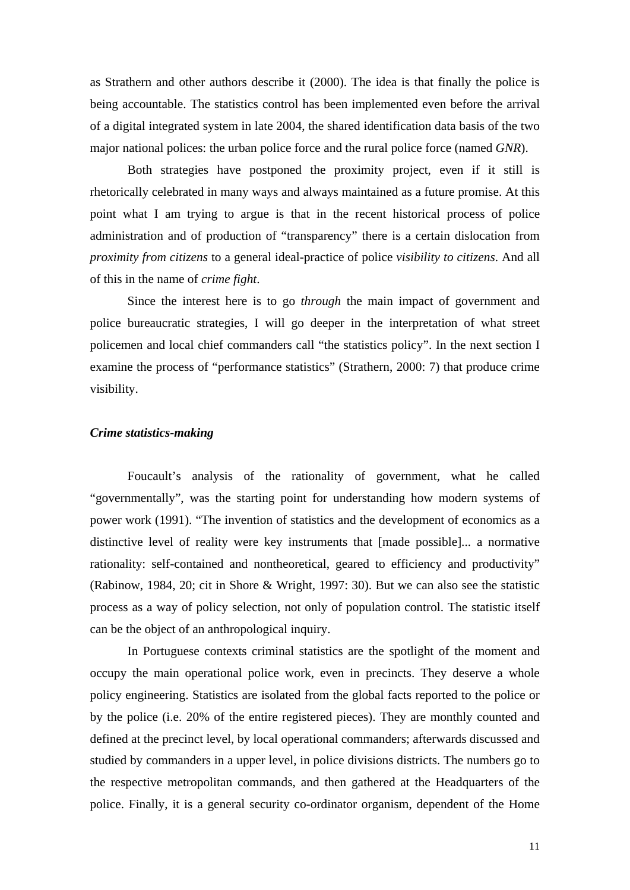as Strathern and other authors describe it (2000). The idea is that finally the police is being accountable. The statistics control has been implemented even before the arrival of a digital integrated system in late 2004, the shared identification data basis of the two major national polices: the urban police force and the rural police force (named *GNR*).

Both strategies have postponed the proximity project, even if it still is rhetorically celebrated in many ways and always maintained as a future promise. At this point what I am trying to argue is that in the recent historical process of police administration and of production of "transparency" there is a certain dislocation from *proximity from citizens* to a general ideal-practice of police *visibility to citizens*. And all of this in the name of *crime fight*.

Since the interest here is to go *through* the main impact of government and police bureaucratic strategies, I will go deeper in the interpretation of what street policemen and local chief commanders call "the statistics policy". In the next section I examine the process of "performance statistics" (Strathern, 2000: 7) that produce crime visibility.

### *Crime statistics-making*

Foucault's analysis of the rationality of government, what he called "governmentally", was the starting point for understanding how modern systems of power work (1991). "The invention of statistics and the development of economics as a distinctive level of reality were key instruments that [made possible]... a normative rationality: self-contained and nontheoretical, geared to efficiency and productivity" (Rabinow, 1984, 20; cit in Shore & Wright, 1997: 30). But we can also see the statistic process as a way of policy selection, not only of population control. The statistic itself can be the object of an anthropological inquiry.

In Portuguese contexts criminal statistics are the spotlight of the moment and occupy the main operational police work, even in precincts. They deserve a whole policy engineering. Statistics are isolated from the global facts reported to the police or by the police (i.e. 20% of the entire registered pieces). They are monthly counted and defined at the precinct level, by local operational commanders; afterwards discussed and studied by commanders in a upper level, in police divisions districts. The numbers go to the respective metropolitan commands, and then gathered at the Headquarters of the police. Finally, it is a general security co-ordinator organism, dependent of the Home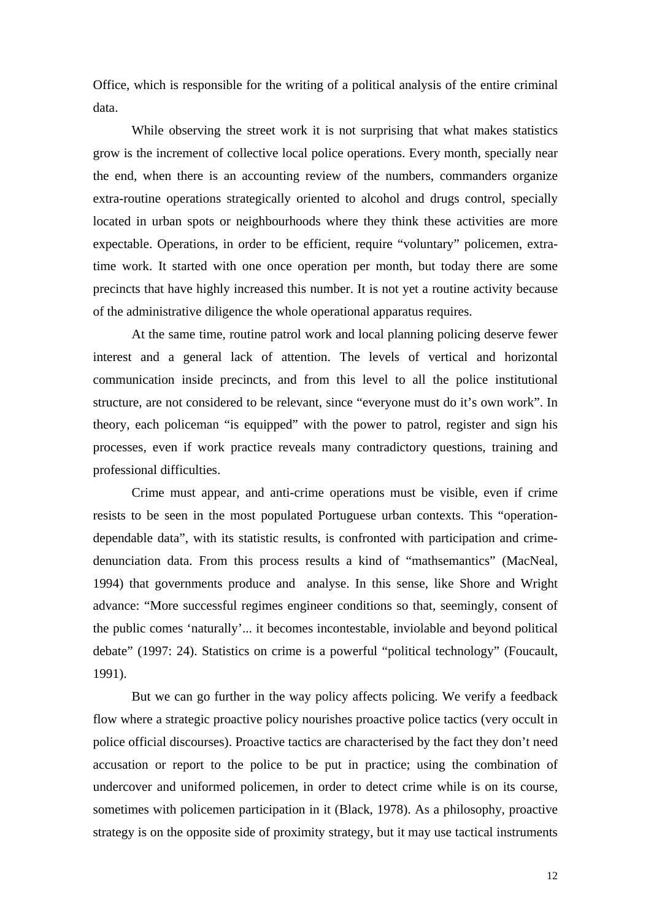Office, which is responsible for the writing of a political analysis of the entire criminal data.

While observing the street work it is not surprising that what makes statistics grow is the increment of collective local police operations. Every month, specially near the end, when there is an accounting review of the numbers, commanders organize extra-routine operations strategically oriented to alcohol and drugs control, specially located in urban spots or neighbourhoods where they think these activities are more expectable. Operations, in order to be efficient, require "voluntary" policemen, extra-time work. It started with one once operation per month, but today there are some precincts that have highly increased this number. It is not yet a routine activity because of the administrative diligence the whole operational apparatus requires.

At the same time, routine patrol work and local planning policing deserve fewer interest and a general lack of attention. The levels of vertical and horizontal communication inside precincts, and from this level to all the police institutional structure, are not considered to be relevant, since "everyone must do it's own work". In theory, each policeman "is equipped" with the power to patrol, register and sign his processes, even if work practice reveals many contradictory questions, training and professional difficulties.

Crime must appear, and anti-crime operations must be visible, even if crime resists to be seen in the most populated Portuguese urban contexts. This "operation-dependable data", with its statistic results, is confronted with participation and crime-denunciation data. From this process results a kind of "mathsemantics" (MacNeal, 1994) that governments produce and analyse. In this sense, like Shore and Wright advance: "More successful regimes engineer conditions so that, seemingly, consent of the public comes 'naturally'... it becomes incontestable, inviolable and beyond political debate" (1997: 24). Statistics on crime is a powerful "political technology" (Foucault, 1991).

But we can go further in the way policy affects policing. We verify a feedback flow where a strategic proactive policy nourishes proactive police tactics (very occult in police official discourses). Proactive tactics are characterised by the fact they don't need accusation or report to the police to be put in practice; using the combination of undercover and uniformed policemen, in order to detect crime while is on its course, sometimes with policemen participation in it (Black, 1978). As a philosophy, proactive strategy is on the opposite side of proximity strategy, but it may use tactical instruments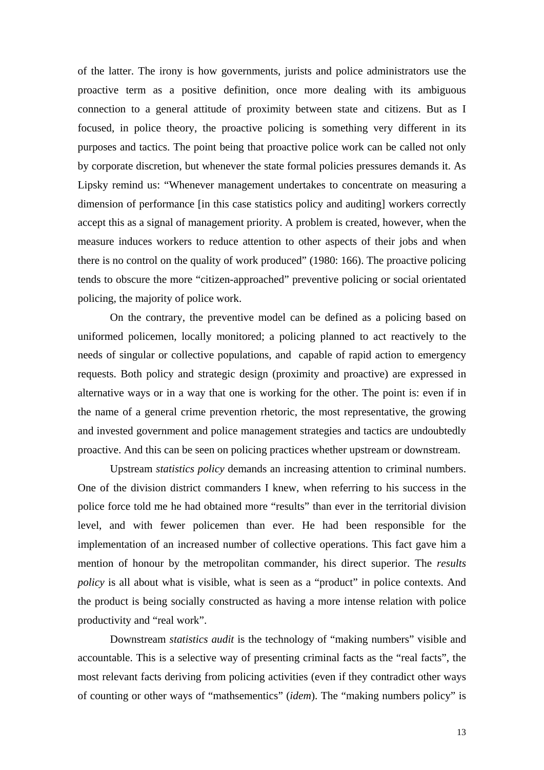of the latter. The irony is how governments, jurists and police administrators use the proactive term as a positive definition, once more dealing with its ambiguous connection to a general attitude of proximity between state and citizens. But as I focused, in police theory, the proactive policing is something very different in its purposes and tactics. The point being that proactive police work can be called not only by corporate discretion, but whenever the state formal policies pressures demands it. As Lipsky remind us: "Whenever management undertakes to concentrate on measuring a dimension of performance [in this case statistics policy and auditing] workers correctly accept this as a signal of management priority. A problem is created, however, when the measure induces workers to reduce attention to other aspects of their jobs and when there is no control on the quality of work produced" (1980: 166). The proactive policing tends to obscure the more "citizen-approached" preventive policing or social orientated policing, the majority of police work.

On the contrary, the preventive model can be defined as a policing based on uniformed policemen, locally monitored; a policing planned to act reactively to the needs of singular or collective populations, and capable of rapid action to emergency requests. Both policy and strategic design (proximity and proactive) are expressed in alternative ways or in a way that one is working for the other. The point is: even if in the name of a general crime prevention rhetoric, the most representative, the growing and invested government and police management strategies and tactics are undoubtedly proactive. And this can be seen on policing practices whether upstream or downstream.

Upstream *statistics policy* demands an increasing attention to criminal numbers. One of the division district commanders I knew, when referring to his success in the police force told me he had obtained more "results" than ever in the territorial division level, and with fewer policemen than ever. He had been responsible for the implementation of an increased number of collective operations. This fact gave him a mention of honour by the metropolitan commander, his direct superior. The *results policy* is all about what is visible, what is seen as a "product" in police contexts. And the product is being socially constructed as having a more intense relation with police productivity and "real work".

Downstream *statistics audit* is the technology of "making numbers" visible and accountable. This is a selective way of presenting criminal facts as the "real facts", the most relevant facts deriving from policing activities (even if they contradict other ways of counting or other ways of "mathsementics" (*idem*). The "making numbers policy" is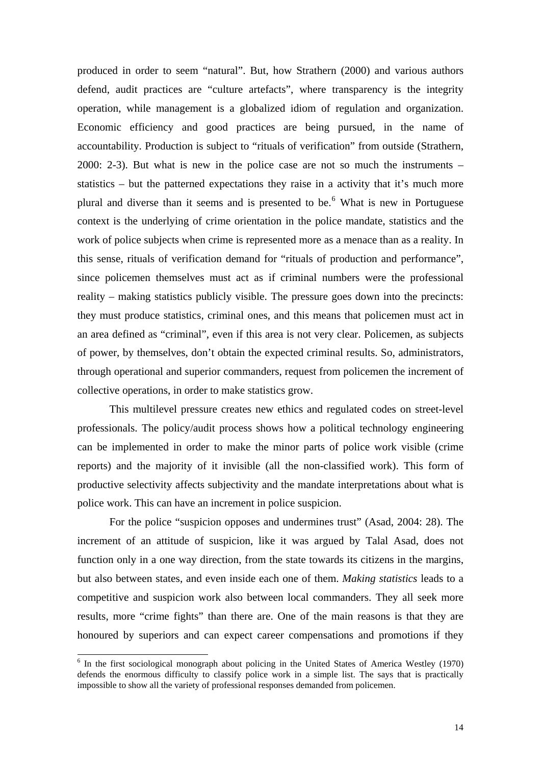produced in order to seem "natural". But, how Strathern (2000) and various authors defend, audit practices are "culture artefacts", where transparency is the integrity operation, while management is a globalized idiom of regulation and organization. Economic efficiency and good practices are being pursued, in the name of accountability. Production is subject to "rituals of verification" from outside (Strathern, 2000: 2-3). But what is new in the police case are not so much the instruments – statistics – but the patterned expectations they raise in a activity that it's much more plural and diverse than it seems and is presented to be.[6] What is new in Portuguese context is the underlying of crime orientation in the police mandate, statistics and the work of police subjects when crime is represented more as a menace than as a reality. In this sense, rituals of verification demand for "rituals of production and performance", since policemen themselves must act as if criminal numbers were the professional reality – making statistics publicly visible. The pressure goes down into the precincts: they must produce statistics, criminal ones, and this means that policemen must act in an area defined as "criminal", even if this area is not very clear. Policemen, as subjects of power, by themselves, don't obtain the expected criminal results. So, administrators, through operational and superior commanders, request from policemen the increment of collective operations, in order to make statistics grow.

This multilevel pressure creates new ethics and regulated codes on street-level professionals. The policy/audit process shows how a political technology engineering can be implemented in order to make the minor parts of police work visible (crime reports) and the majority of it invisible (all the non-classified work). This form of productive selectivity affects subjectivity and the mandate interpretations about what is police work. This can have an increment in police suspicion.

For the police "suspicion opposes and undermines trust" (Asad, 2004: 28). The increment of an attitude of suspicion, like it was argued by Talal Asad, does not function only in a one way direction, from the state towards its citizens in the margins, but also between states, and even inside each one of them. *Making statistics* leads to a competitive and suspicion work also between local commanders. They all seek more results, more "crime fights" than there are. One of the main reasons is that they are honoured by superiors and can expect career compensations and promotions if they

---

[6] In the first sociological monograph about policing in the United States of America Westley (1970) defends the enormous difficulty to classify police work in a simple list. The says that is practically impossible to show all the variety of professional responses demanded from policemen.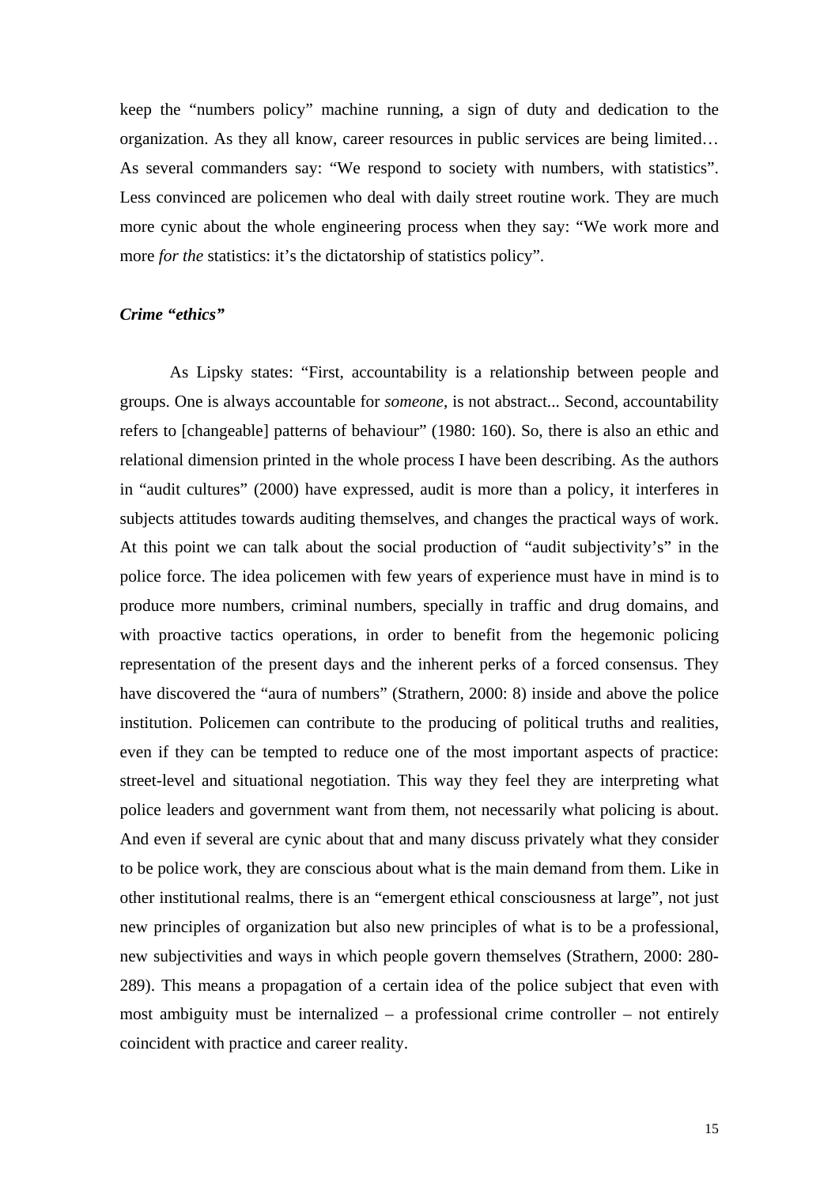keep the "numbers policy" machine running, a sign of duty and dedication to the organization. As they all know, career resources in public services are being limited… As several commanders say: "We respond to society with numbers, with statistics". Less convinced are policemen who deal with daily street routine work. They are much more cynic about the whole engineering process when they say: "We work more and more *for the* statistics: it's the dictatorship of statistics policy".

***Crime "ethics"***

As Lipsky states: "First, accountability is a relationship between people and groups. One is always accountable for *someone*, is not abstract... Second, accountability refers to [changeable] patterns of behaviour" (1980: 160). So, there is also an ethic and relational dimension printed in the whole process I have been describing. As the authors in "audit cultures" (2000) have expressed, audit is more than a policy, it interferes in subjects attitudes towards auditing themselves, and changes the practical ways of work. At this point we can talk about the social production of "audit subjectivity's" in the police force. The idea policemen with few years of experience must have in mind is to produce more numbers, criminal numbers, specially in traffic and drug domains, and with proactive tactics operations, in order to benefit from the hegemonic policing representation of the present days and the inherent perks of a forced consensus. They have discovered the "aura of numbers" (Strathern, 2000: 8) inside and above the police institution. Policemen can contribute to the producing of political truths and realities, even if they can be tempted to reduce one of the most important aspects of practice: street-level and situational negotiation. This way they feel they are interpreting what police leaders and government want from them, not necessarily what policing is about. And even if several are cynic about that and many discuss privately what they consider to be police work, they are conscious about what is the main demand from them. Like in other institutional realms, there is an "emergent ethical consciousness at large", not just new principles of organization but also new principles of what is to be a professional, new subjectivities and ways in which people govern themselves (Strathern, 2000: 280-289). This means a propagation of a certain idea of the police subject that even with most ambiguity must be internalized – a professional crime controller – not entirely coincident with practice and career reality.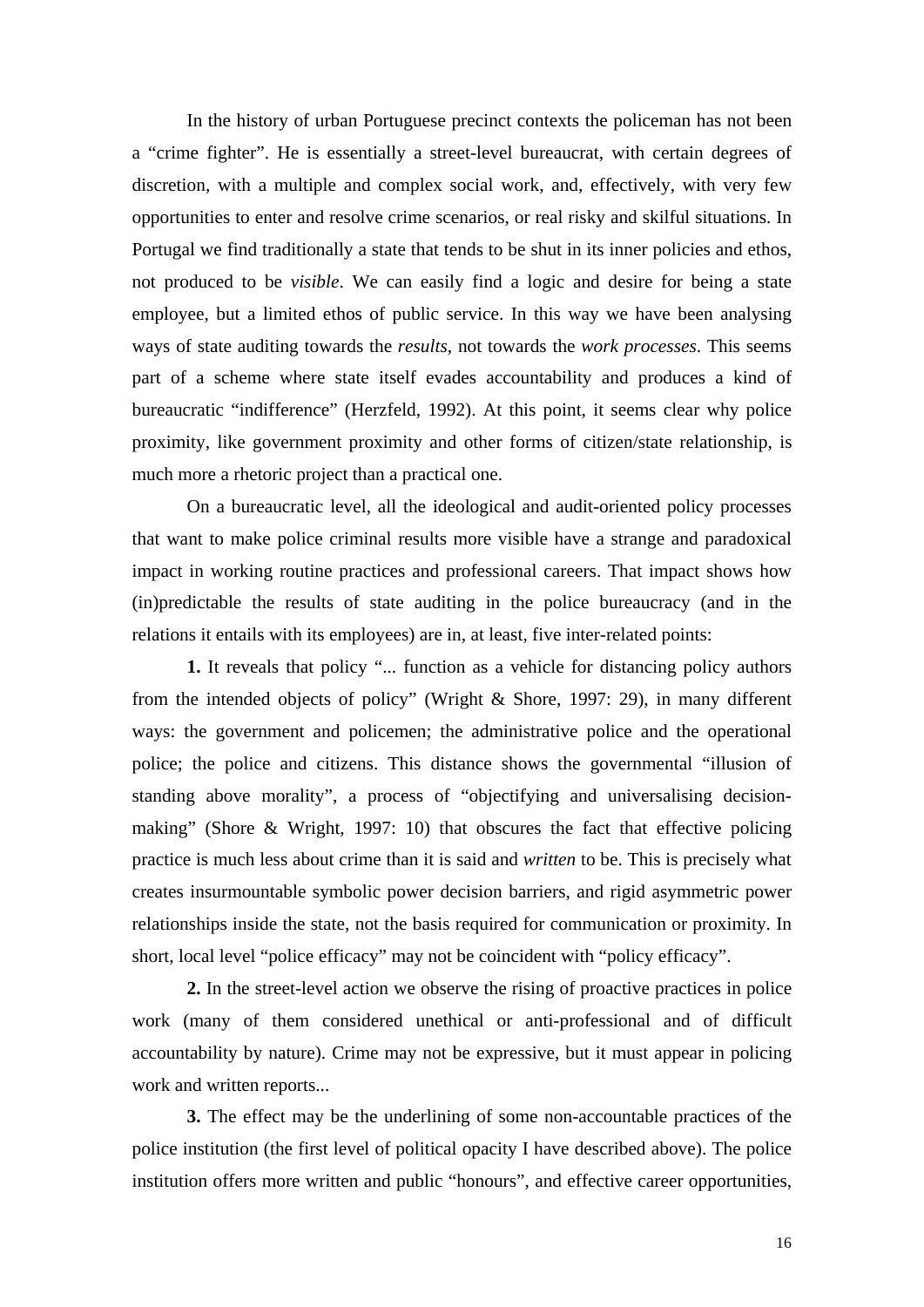In the history of urban Portuguese precinct contexts the policeman has not been a "crime fighter". He is essentially a street-level bureaucrat, with certain degrees of discretion, with a multiple and complex social work, and, effectively, with very few opportunities to enter and resolve crime scenarios, or real risky and skilful situations. In Portugal we find traditionally a state that tends to be shut in its inner policies and ethos, not produced to be *visible*. We can easily find a logic and desire for being a state employee, but a limited ethos of public service. In this way we have been analysing ways of state auditing towards the *results*, not towards the *work processes*. This seems part of a scheme where state itself evades accountability and produces a kind of bureaucratic "indifference" (Herzfeld, 1992). At this point, it seems clear why police proximity, like government proximity and other forms of citizen/state relationship, is much more a rhetoric project than a practical one.

On a bureaucratic level, all the ideological and audit-oriented policy processes that want to make police criminal results more visible have a strange and paradoxical impact in working routine practices and professional careers. That impact shows how (in)predictable the results of state auditing in the police bureaucracy (and in the relations it entails with its employees) are in, at least, five inter-related points:

**1.** It reveals that policy "... function as a vehicle for distancing policy authors from the intended objects of policy" (Wright & Shore, 1997: 29), in many different ways: the government and policemen; the administrative police and the operational police; the police and citizens. This distance shows the governmental "illusion of standing above morality", a process of "objectifying and universalising decision-making" (Shore & Wright, 1997: 10) that obscures the fact that effective policing practice is much less about crime than it is said and *written* to be. This is precisely what creates insurmountable symbolic power decision barriers, and rigid asymmetric power relationships inside the state, not the basis required for communication or proximity. In short, local level "police efficacy" may not be coincident with "policy efficacy".

**2.** In the street-level action we observe the rising of proactive practices in police work (many of them considered unethical or anti-professional and of difficult accountability by nature). Crime may not be expressive, but it must appear in policing work and written reports...

**3.** The effect may be the underlining of some non-accountable practices of the police institution (the first level of political opacity I have described above). The police institution offers more written and public "honours", and effective career opportunities,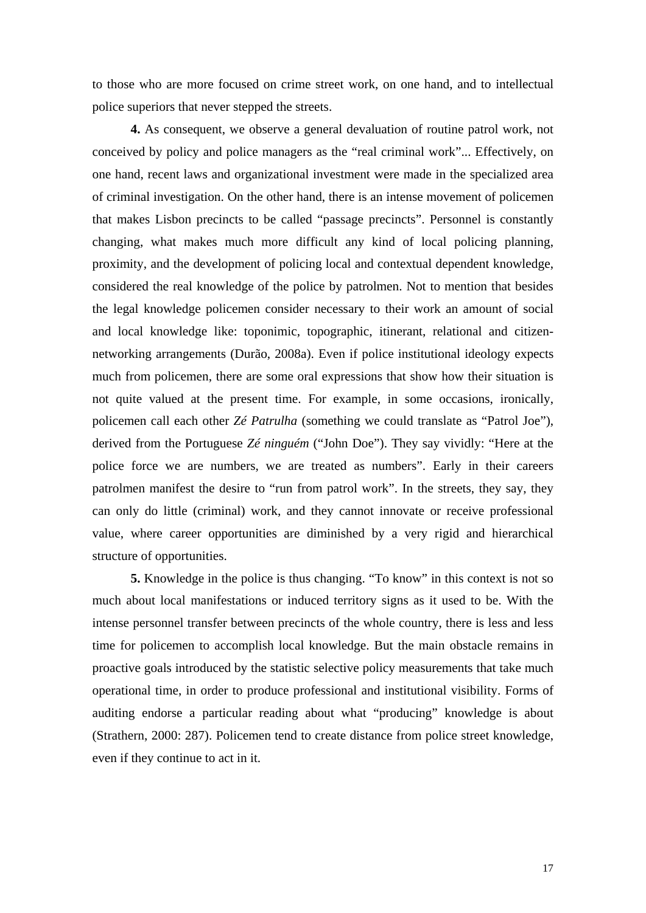to those who are more focused on crime street work, on one hand, and to intellectual police superiors that never stepped the streets.

**4.** As consequent, we observe a general devaluation of routine patrol work, not conceived by policy and police managers as the "real criminal work"... Effectively, on one hand, recent laws and organizational investment were made in the specialized area of criminal investigation. On the other hand, there is an intense movement of policemen that makes Lisbon precincts to be called "passage precincts". Personnel is constantly changing, what makes much more difficult any kind of local policing planning, proximity, and the development of policing local and contextual dependent knowledge, considered the real knowledge of the police by patrolmen. Not to mention that besides the legal knowledge policemen consider necessary to their work an amount of social and local knowledge like: toponimic, topographic, itinerant, relational and citizen-networking arrangements (Durão, 2008a). Even if police institutional ideology expects much from policemen, there are some oral expressions that show how their situation is not quite valued at the present time. For example, in some occasions, ironically, policemen call each other *Zé Patrulha* (something we could translate as "Patrol Joe"), derived from the Portuguese *Zé ninguém* ("John Doe"). They say vividly: "Here at the police force we are numbers, we are treated as numbers". Early in their careers patrolmen manifest the desire to "run from patrol work". In the streets, they say, they can only do little (criminal) work, and they cannot innovate or receive professional value, where career opportunities are diminished by a very rigid and hierarchical structure of opportunities.

**5.** Knowledge in the police is thus changing. "To know" in this context is not so much about local manifestations or induced territory signs as it used to be. With the intense personnel transfer between precincts of the whole country, there is less and less time for policemen to accomplish local knowledge. But the main obstacle remains in proactive goals introduced by the statistic selective policy measurements that take much operational time, in order to produce professional and institutional visibility. Forms of auditing endorse a particular reading about what "producing" knowledge is about (Strathern, 2000: 287). Policemen tend to create distance from police street knowledge, even if they continue to act in it.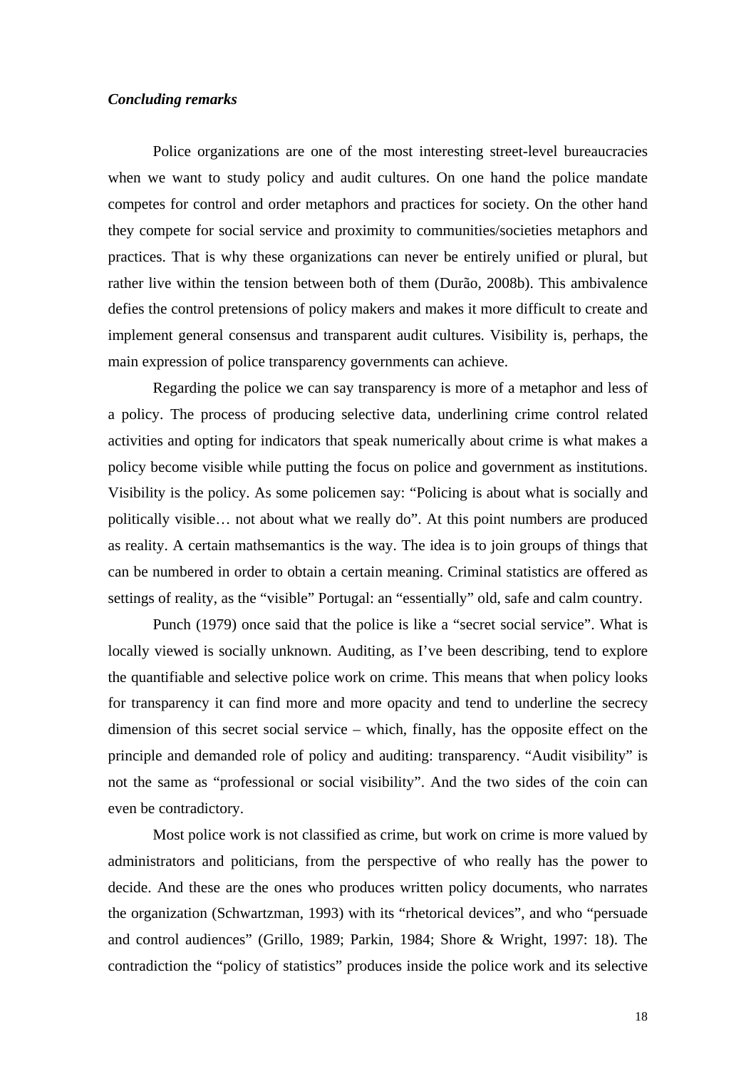### *Concluding remarks*

Police organizations are one of the most interesting street-level bureaucracies when we want to study policy and audit cultures. On one hand the police mandate competes for control and order metaphors and practices for society. On the other hand they compete for social service and proximity to communities/societies metaphors and practices. That is why these organizations can never be entirely unified or plural, but rather live within the tension between both of them (Durão, 2008b). This ambivalence defies the control pretensions of policy makers and makes it more difficult to create and implement general consensus and transparent audit cultures. Visibility is, perhaps, the main expression of police transparency governments can achieve.

Regarding the police we can say transparency is more of a metaphor and less of a policy. The process of producing selective data, underlining crime control related activities and opting for indicators that speak numerically about crime is what makes a policy become visible while putting the focus on police and government as institutions. Visibility is the policy. As some policemen say: "Policing is about what is socially and politically visible… not about what we really do". At this point numbers are produced as reality. A certain mathsemantics is the way. The idea is to join groups of things that can be numbered in order to obtain a certain meaning. Criminal statistics are offered as settings of reality, as the "visible" Portugal: an "essentially" old, safe and calm country.

Punch (1979) once said that the police is like a "secret social service". What is locally viewed is socially unknown. Auditing, as I've been describing, tend to explore the quantifiable and selective police work on crime. This means that when policy looks for transparency it can find more and more opacity and tend to underline the secrecy dimension of this secret social service – which, finally, has the opposite effect on the principle and demanded role of policy and auditing: transparency. "Audit visibility" is not the same as "professional or social visibility". And the two sides of the coin can even be contradictory.

Most police work is not classified as crime, but work on crime is more valued by administrators and politicians, from the perspective of who really has the power to decide. And these are the ones who produces written policy documents, who narrates the organization (Schwartzman, 1993) with its "rhetorical devices", and who "persuade and control audiences" (Grillo, 1989; Parkin, 1984; Shore & Wright, 1997: 18). The contradiction the "policy of statistics" produces inside the police work and its selective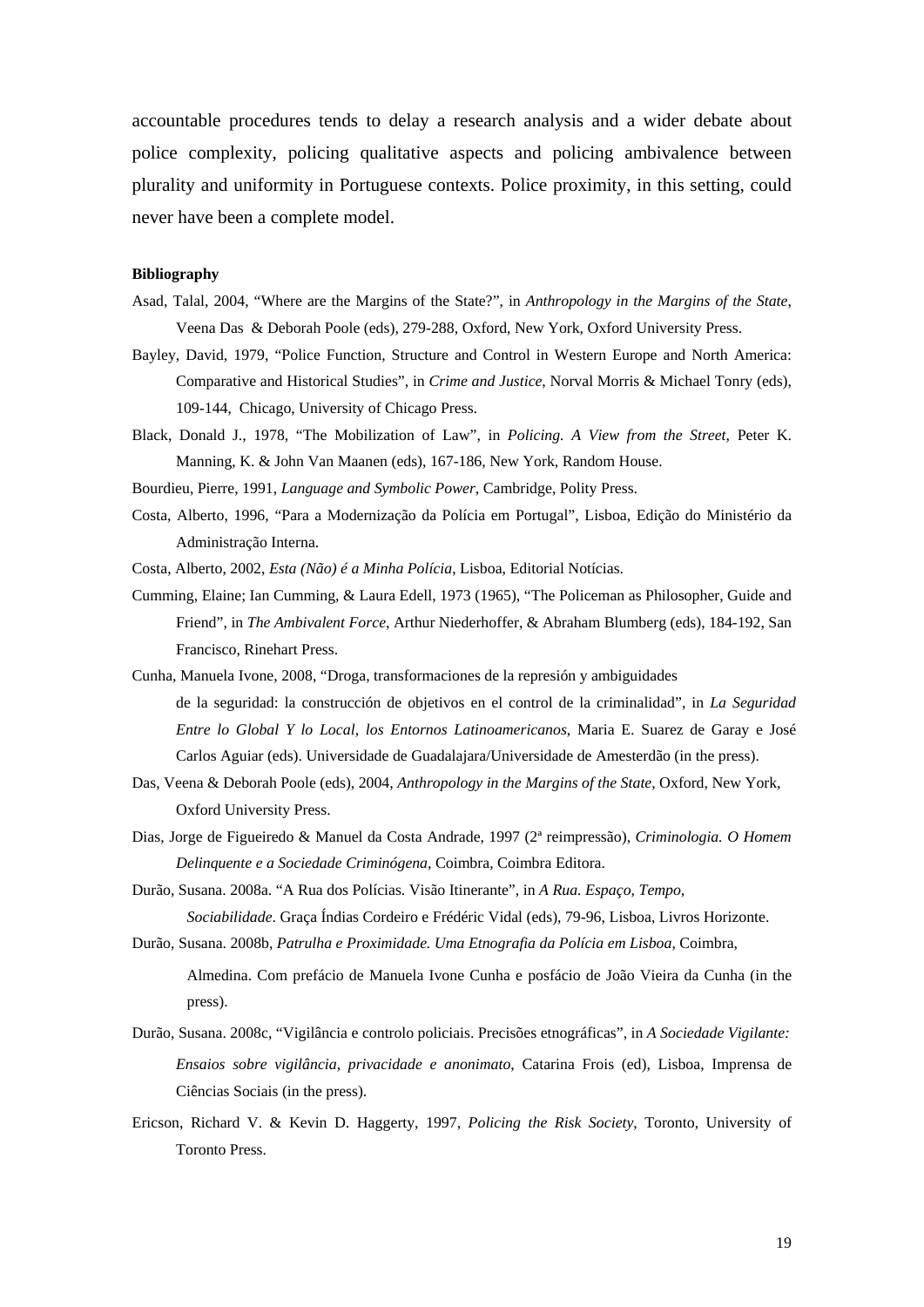accountable procedures tends to delay a research analysis and a wider debate about police complexity, policing qualitative aspects and policing ambivalence between plurality and uniformity in Portuguese contexts. Police proximity, in this setting, could never have been a complete model.

**Bibliography**

Asad, Talal, 2004, "Where are the Margins of the State?", in *Anthropology in the Margins of the State*, Veena Das & Deborah Poole (eds), 279-288, Oxford, New York, Oxford University Press.

Bayley, David, 1979, "Police Function, Structure and Control in Western Europe and North America: Comparative and Historical Studies", in *Crime and Justice*, Norval Morris & Michael Tonry (eds), 109-144, Chicago, University of Chicago Press.

Black, Donald J., 1978, "The Mobilization of Law", in *Policing. A View from the Street*, Peter K. Manning, K. & John Van Maanen (eds), 167-186, New York, Random House.

Bourdieu, Pierre, 1991, *Language and Symbolic Power*, Cambridge, Polity Press.

Costa, Alberto, 1996, "Para a Modernização da Polícia em Portugal", Lisboa, Edição do Ministério da Administração Interna.

Costa, Alberto, 2002, *Esta (Não) é a Minha Polícia*, Lisboa, Editorial Notícias.

Cumming, Elaine; Ian Cumming, & Laura Edell, 1973 (1965), "The Policeman as Philosopher, Guide and Friend", in *The Ambivalent Force*, Arthur Niederhoffer, & Abraham Blumberg (eds), 184-192, San Francisco, Rinehart Press.

Cunha, Manuela Ivone, 2008, "Droga, transformaciones de la represión y ambiguidades de la seguridad: la construcción de objetivos en el control de la criminalidad", in *La Seguridad Entre lo Global Y lo Local, los Entornos Latinoamericanos*, Maria E. Suarez de Garay e José Carlos Aguiar (eds). Universidade de Guadalajara/Universidade de Amesterdão (in the press).

Das, Veena & Deborah Poole (eds), 2004, *Anthropology in the Margins of the State*, Oxford, New York, Oxford University Press.

Dias, Jorge de Figueiredo & Manuel da Costa Andrade, 1997 (2ª reimpressão), *Criminologia. O Homem Delinquente e a Sociedade Criminógena*, Coimbra, Coimbra Editora.

Durão, Susana. 2008a. "A Rua dos Polícias. Visão Itinerante", in *A Rua. Espaço, Tempo, Sociabilidade*. Graça Índias Cordeiro e Frédéric Vidal (eds), 79-96, Lisboa, Livros Horizonte.

Durão, Susana. 2008b, *Patrulha e Proximidade. Uma Etnografia da Polícia em Lisboa*, Coimbra, Almedina. Com prefácio de Manuela Ivone Cunha e posfácio de João Vieira da Cunha (in the press).

Durão, Susana. 2008c, "Vigilância e controlo policiais. Precisões etnográficas", in *A Sociedade Vigilante: Ensaios sobre vigilância, privacidade e anonimato*, Catarina Frois (ed), Lisboa, Imprensa de Ciências Sociais (in the press).

Ericson, Richard V. & Kevin D. Haggerty, 1997, *Policing the Risk Society*, Toronto, University of Toronto Press.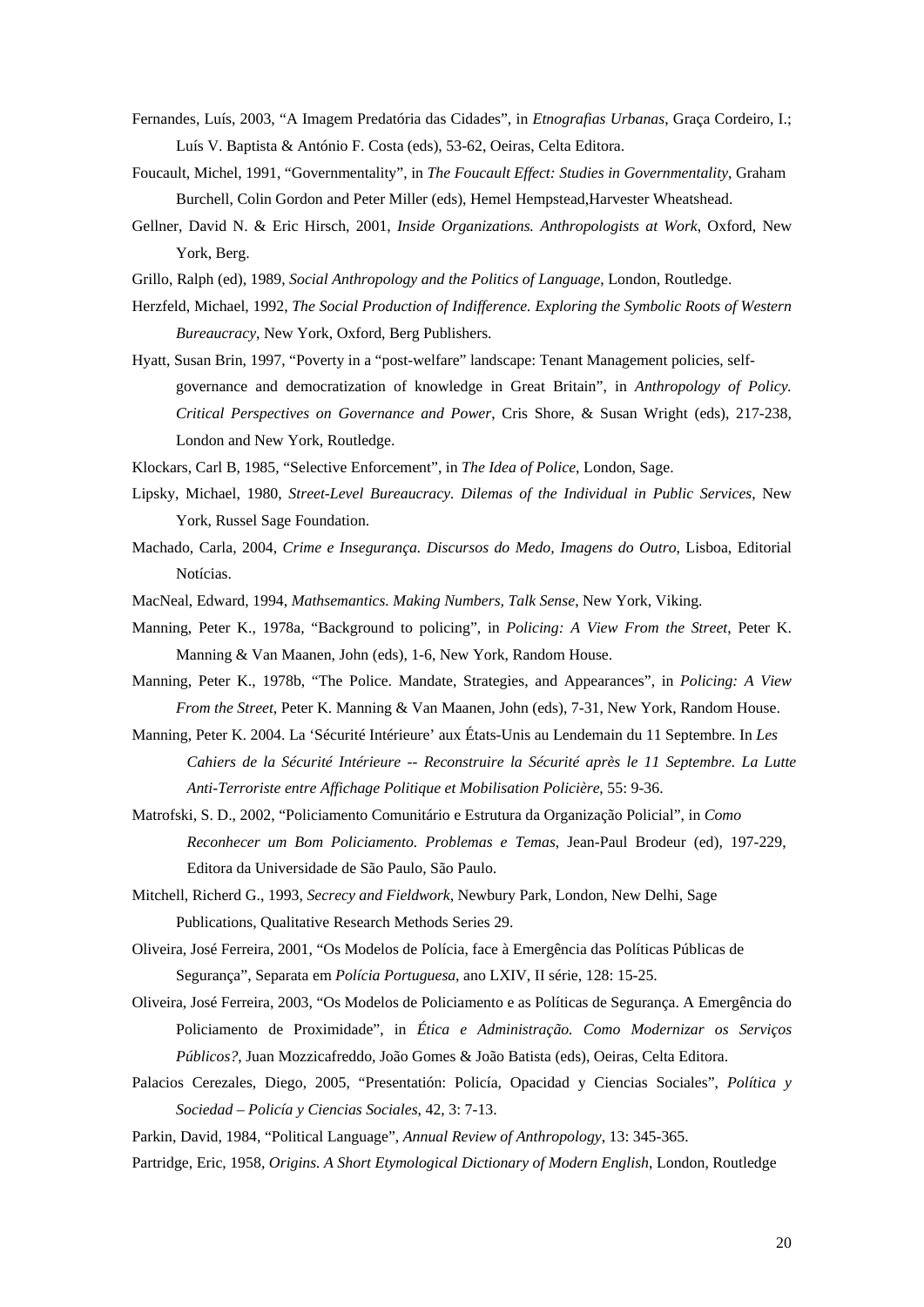Fernandes, Luís, 2003, "A Imagem Predatória das Cidades", in *Etnografias Urbanas*, Graça Cordeiro, I.; Luís V. Baptista & António F. Costa (eds), 53-62, Oeiras, Celta Editora.

Foucault, Michel, 1991, "Governmentality", in *The Foucault Effect: Studies in Governmentality*, Graham Burchell, Colin Gordon and Peter Miller (eds), Hemel Hempstead,Harvester Wheatshead.

Gellner, David N. & Eric Hirsch, 2001, *Inside Organizations. Anthropologists at Work*, Oxford, New York, Berg.

Grillo, Ralph (ed), 1989, *Social Anthropology and the Politics of Language*, London, Routledge.

Herzfeld, Michael, 1992, *The Social Production of Indifference. Exploring the Symbolic Roots of Western Bureaucracy*, New York, Oxford, Berg Publishers.

Hyatt, Susan Brin, 1997, "Poverty in a "post-welfare" landscape: Tenant Management policies, self-governance and democratization of knowledge in Great Britain", in *Anthropology of Policy. Critical Perspectives on Governance and Power*, Cris Shore, & Susan Wright (eds), 217-238, London and New York, Routledge.

Klockars, Carl B, 1985, "Selective Enforcement", in *The Idea of Police*, London, Sage.

Lipsky, Michael, 1980, *Street-Level Bureaucracy. Dilemas of the Individual in Public Services*, New York, Russel Sage Foundation.

Machado, Carla, 2004, *Crime e Insegurança. Discursos do Medo, Imagens do Outro*, Lisboa, Editorial Notícias.

MacNeal, Edward, 1994, *Mathsemantics. Making Numbers, Talk Sense*, New York, Viking.

Manning, Peter K., 1978a, "Background to policing", in *Policing: A View From the Street*, Peter K. Manning & Van Maanen, John (eds), 1-6, New York, Random House.

Manning, Peter K., 1978b, "The Police. Mandate, Strategies, and Appearances", in *Policing: A View From the Street*, Peter K. Manning & Van Maanen, John (eds), 7-31, New York, Random House.

Manning, Peter K. 2004. La 'Sécurité Intérieure' aux États-Unis au Lendemain du 11 Septembre. In *Les Cahiers de la Sécurité Intérieure -- Reconstruire la Sécurité après le 11 Septembre. La Lutte Anti-Terroriste entre Affichage Politique et Mobilisation Policière*, 55: 9-36.

Matrofski, S. D., 2002, "Policiamento Comunitário e Estrutura da Organização Policial", in *Como Reconhecer um Bom Policiamento. Problemas e Temas*, Jean-Paul Brodeur (ed), 197-229, Editora da Universidade de São Paulo, São Paulo.

Mitchell, Richerd G., 1993, *Secrecy and Fieldwork*, Newbury Park, London, New Delhi, Sage Publications, Qualitative Research Methods Series 29.

Oliveira, José Ferreira, 2001, "Os Modelos de Polícia, face à Emergência das Políticas Públicas de Segurança", Separata em *Polícia Portuguesa*, ano LXIV, II série, 128: 15-25.

Oliveira, José Ferreira, 2003, "Os Modelos de Policiamento e as Políticas de Segurança. A Emergência do Policiamento de Proximidade", in *Ética e Administração. Como Modernizar os Serviços Públicos?*, Juan Mozzicafreddo, João Gomes & João Batista (eds), Oeiras, Celta Editora.

Palacios Cerezales, Diego, 2005, "Presentatión: Policía, Opacidad y Ciencias Sociales", *Política y Sociedad – Policía y Ciencias Sociales*, 42, 3: 7-13.

Parkin, David, 1984, "Political Language", *Annual Review of Anthropology*, 13: 345-365.

Partridge, Eric, 1958, *Origins. A Short Etymological Dictionary of Modern English*, London, Routledge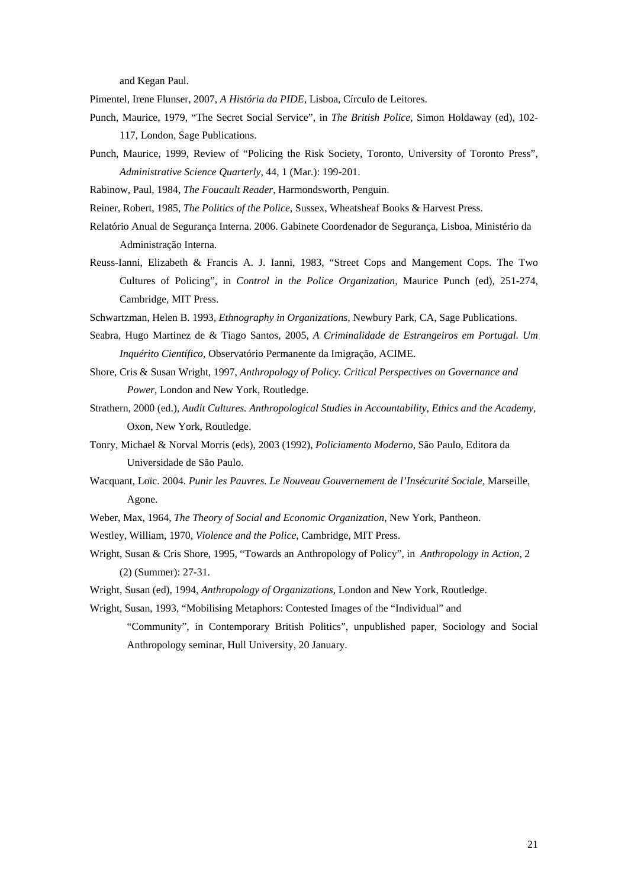and Kegan Paul.

Pimentel, Irene Flunser, 2007, *A História da PIDE*, Lisboa, Círculo de Leitores.

Punch, Maurice, 1979, "The Secret Social Service", in *The British Police*, Simon Holdaway (ed), 102-117, London, Sage Publications.

Punch, Maurice, 1999, Review of "Policing the Risk Society, Toronto, University of Toronto Press", *Administrative Science Quarterly*, 44, 1 (Mar.): 199-201.

Rabinow, Paul, 1984, *The Foucault Reader*, Harmondsworth, Penguin.

Reiner, Robert, 1985, *The Politics of the Police*, Sussex, Wheatsheaf Books & Harvest Press.

Relatório Anual de Segurança Interna. 2006. Gabinete Coordenador de Segurança, Lisboa, Ministério da Administração Interna.

Reuss-Ianni, Elizabeth & Francis A. J. Ianni, 1983, "Street Cops and Mangement Cops. The Two Cultures of Policing", in *Control in the Police Organization*, Maurice Punch (ed), 251-274, Cambridge, MIT Press.

Schwartzman, Helen B. 1993, *Ethnography in Organizations*, Newbury Park, CA, Sage Publications.

Seabra, Hugo Martinez de & Tiago Santos, 2005, *A Criminalidade de Estrangeiros em Portugal. Um Inquérito Científico*, Observatório Permanente da Imigração, ACIME.

Shore, Cris & Susan Wright, 1997, *Anthropology of Policy. Critical Perspectives on Governance and Power*, London and New York, Routledge.

Strathern, 2000 (ed.), *Audit Cultures. Anthropological Studies in Accountability, Ethics and the Academy*, Oxon, New York, Routledge.

Tonry, Michael & Norval Morris (eds), 2003 (1992), *Policiamento Moderno*, São Paulo, Editora da Universidade de São Paulo.

Wacquant, Loïc. 2004. *Punir les Pauvres. Le Nouveau Gouvernement de l'Insécurité Sociale*, Marseille, Agone.

Weber, Max, 1964, *The Theory of Social and Economic Organization*, New York, Pantheon.

Westley, William, 1970, *Violence and the Police*, Cambridge, MIT Press.

Wright, Susan & Cris Shore, 1995, "Towards an Anthropology of Policy", in *Anthropology in Action*, 2 (2) (Summer): 27-31.

Wright, Susan (ed), 1994, *Anthropology of Organizations*, London and New York, Routledge.

Wright, Susan, 1993, "Mobilising Metaphors: Contested Images of the "Individual" and "Community", in Contemporary British Politics", unpublished paper, Sociology and Social Anthropology seminar, Hull University, 20 January.